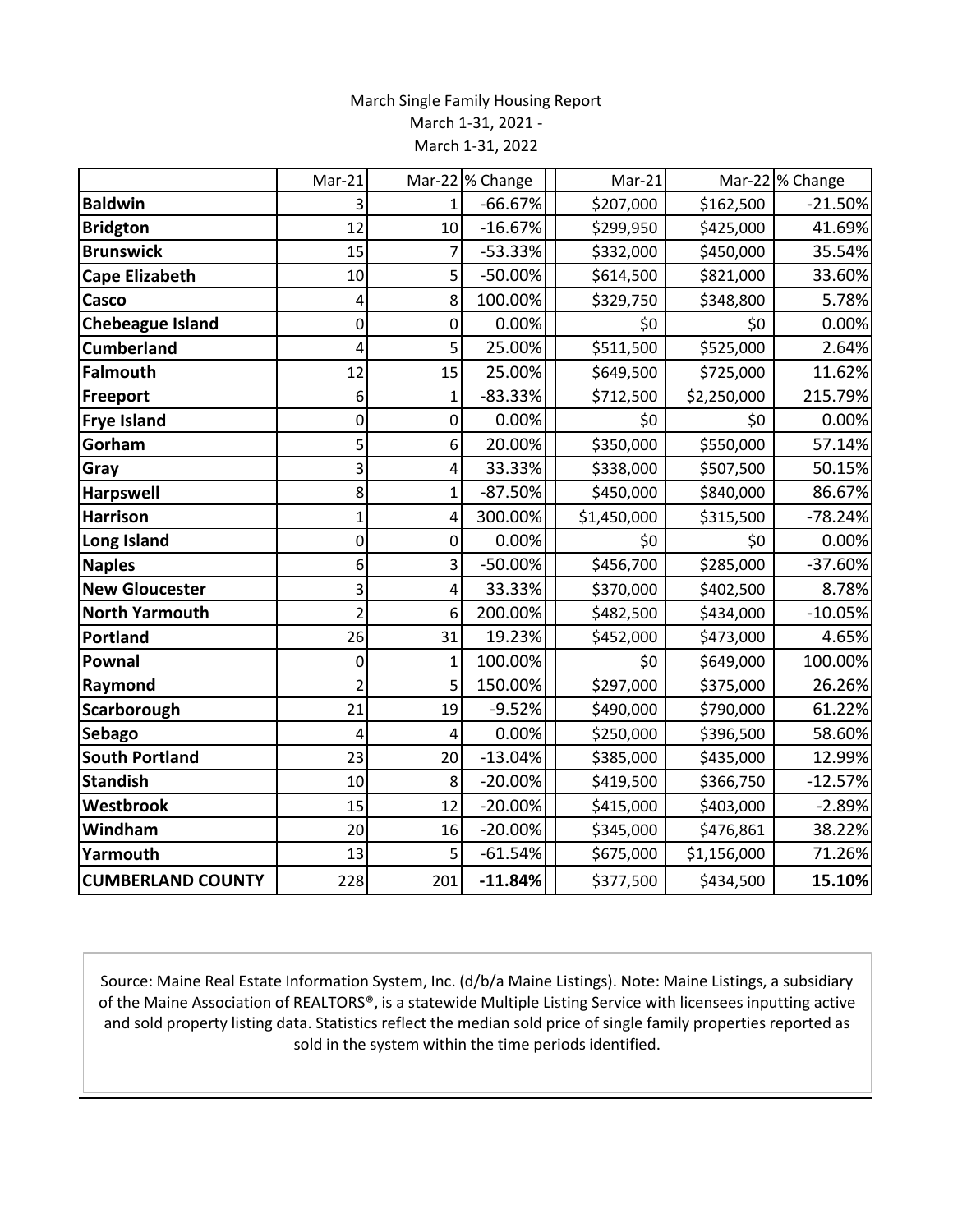March Single Family Housing Report
March 1-31, 2021 -
March 1-31, 2022

| | Mar-21 | Mar-22 | % Change | Mar-21 | Mar-22 | % Change |
|---|---|---|---|---|---|---|
| **Baldwin** | 3 | 1 | -66.67% | $207,000 | $162,500 | -21.50% |
| **Bridgton** | 12 | 10 | -16.67% | $299,950 | $425,000 | 41.69% |
| **Brunswick** | 15 | 7 | -53.33% | $332,000 | $450,000 | 35.54% |
| **Cape Elizabeth** | 10 | 5 | -50.00% | $614,500 | $821,000 | 33.60% |
| **Casco** | 4 | 8 | 100.00% | $329,750 | $348,800 | 5.78% |
| **Chebeague Island** | 0 | 0 | 0.00% | $0 | $0 | 0.00% |
| **Cumberland** | 4 | 5 | 25.00% | $511,500 | $525,000 | 2.64% |
| **Falmouth** | 12 | 15 | 25.00% | $649,500 | $725,000 | 11.62% |
| **Freeport** | 6 | 1 | -83.33% | $712,500 | $2,250,000 | 215.79% |
| **Frye Island** | 0 | 0 | 0.00% | $0 | $0 | 0.00% |
| **Gorham** | 5 | 6 | 20.00% | $350,000 | $550,000 | 57.14% |
| **Gray** | 3 | 4 | 33.33% | $338,000 | $507,500 | 50.15% |
| **Harpswell** | 8 | 1 | -87.50% | $450,000 | $840,000 | 86.67% |
| **Harrison** | 1 | 4 | 300.00% | $1,450,000 | $315,500 | -78.24% |
| **Long Island** | 0 | 0 | 0.00% | $0 | $0 | 0.00% |
| **Naples** | 6 | 3 | -50.00% | $456,700 | $285,000 | -37.60% |
| **New Gloucester** | 3 | 4 | 33.33% | $370,000 | $402,500 | 8.78% |
| **North Yarmouth** | 2 | 6 | 200.00% | $482,500 | $434,000 | -10.05% |
| **Portland** | 26 | 31 | 19.23% | $452,000 | $473,000 | 4.65% |
| **Pownal** | 0 | 1 | 100.00% | $0 | $649,000 | 100.00% |
| **Raymond** | 2 | 5 | 150.00% | $297,000 | $375,000 | 26.26% |
| **Scarborough** | 21 | 19 | -9.52% | $490,000 | $790,000 | 61.22% |
| **Sebago** | 4 | 4 | 0.00% | $250,000 | $396,500 | 58.60% |
| **South Portland** | 23 | 20 | -13.04% | $385,000 | $435,000 | 12.99% |
| **Standish** | 10 | 8 | -20.00% | $419,500 | $366,750 | -12.57% |
| **Westbrook** | 15 | 12 | -20.00% | $415,000 | $403,000 | -2.89% |
| **Windham** | 20 | 16 | -20.00% | $345,000 | $476,861 | 38.22% |
| **Yarmouth** | 13 | 5 | -61.54% | $675,000 | $1,156,000 | 71.26% |
| **CUMBERLAND COUNTY** | 228 | 201 | **-11.84%** | $377,500 | $434,500 | **15.10%** |

Source: Maine Real Estate Information System, Inc. (d/b/a Maine Listings). Note: Maine Listings, a subsidiary of the Maine Association of REALTORS®, is a statewide Multiple Listing Service with licensees inputting active and sold property listing data. Statistics reflect the median sold price of single family properties reported as sold in the system within the time periods identified.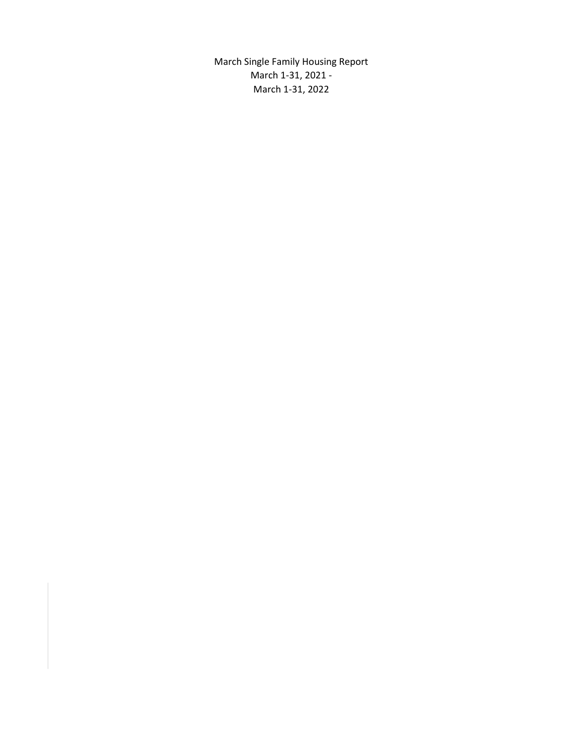March Single Family Housing Report
March 1-31, 2021 -
March 1-31, 2022